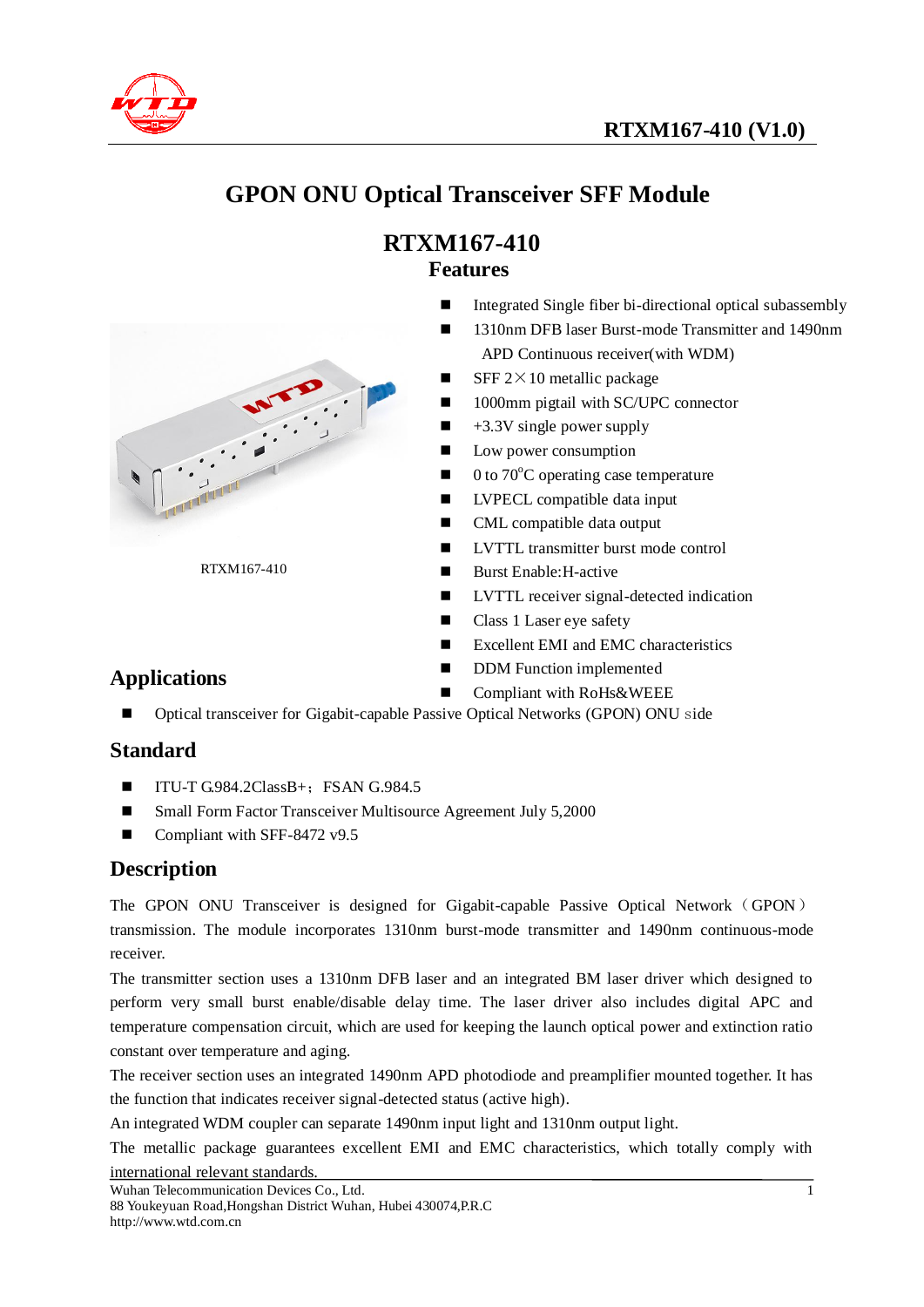# GPON ONU Optical Transceiver SFF Module

## RTXM167-410

### Features

- Integrated Single fiber bi-directional optical subassembly
- 1310nm DFB laser Burst-mode Transmitter and 1490nm APD Continuous receiver(with WDM)
- SFF 2×10 metallic package
- 1000mm pigtail with SC/UPC connector
- +3.3V single power supply
- Low power consumption
- 0 to 70°C operating case temperature
- LVPECL compatible data input
- CML compatible data output
- LVTTL transmitter burst mode control
- Burst Enable:H-active
- LVTTL receiver signal-detected indication
- Class 1 Laser eye safety
- Excellent EMI and EMC characteristics
- DDM Function implemented
- Compliant with RoHs&WEEE

RTXM167-410

## Applications

- Optical transceiver for Gigabit-capable Passive Optical Networks (GPON) ONU side

## Standard

- ITU-T G.984.2ClassB+；FSAN G.984.5
- Small Form Factor Transceiver Multisource Agreement July 5,2000
- Compliant with SFF-8472 v9.5

## Description

The GPON ONU Transceiver is designed for Gigabit-capable Passive Optical Network（GPON） transmission. The module incorporates 1310nm burst-mode transmitter and 1490nm continuous-mode receiver.

The transmitter section uses a 1310nm DFB laser and an integrated BM laser driver which designed to perform very small burst enable/disable delay time. The laser driver also includes digital APC and temperature compensation circuit, which are used for keeping the launch optical power and extinction ratio constant over temperature and aging.

The receiver section uses an integrated 1490nm APD photodiode and preamplifier mounted together. It has the function that indicates receiver signal-detected status (active high).

An integrated WDM coupler can separate 1490nm input light and 1310nm output light.

The metallic package guarantees excellent EMI and EMC characteristics, which totally comply with international relevant standards.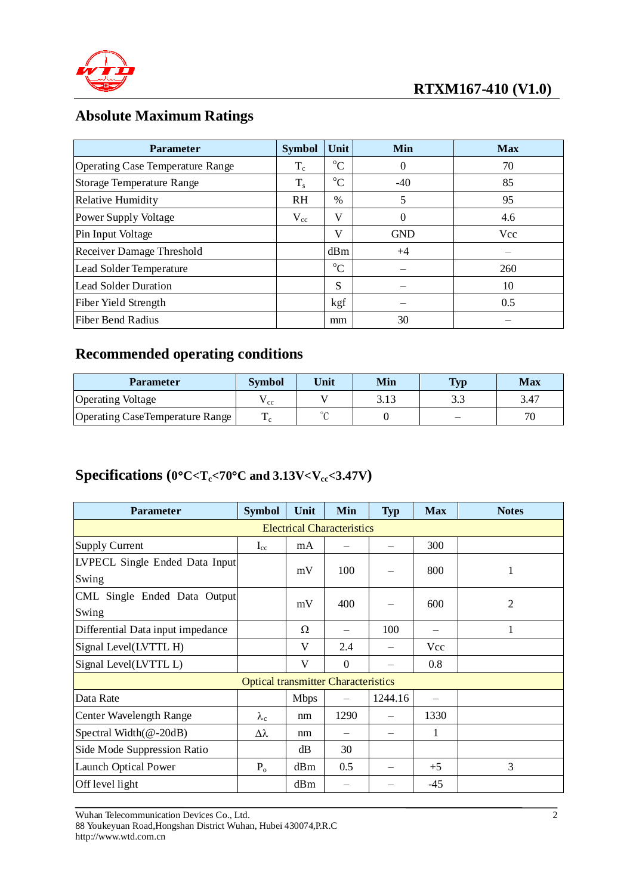## Absolute Maximum Ratings

| Parameter | Symbol | Unit | Min | Max |
|---|---|---|---|---|
| Operating Case Temperature Range | $T_c$ | °C | 0 | 70 |
| Storage Temperature Range | $T_s$ | °C | -40 | 85 |
| Relative Humidity | RH | % | 5 | 95 |
| Power Supply Voltage | $V_{cc}$ | V | 0 | 4.6 |
| Pin Input Voltage | | V | GND | Vcc |
| Receiver Damage Threshold | | dBm | +4 | – |
| Lead Solder Temperature | | °C | – | 260 |
| Lead Solder Duration | | S | – | 10 |
| Fiber Yield Strength | | kgf | – | 0.5 |
| Fiber Bend Radius | | mm | 30 | – |

## Recommended operating conditions

| Parameter | Symbol | Unit | Min | Typ | Max |
|---|---|---|---|---|---|
| Operating Voltage | $V_{cc}$ | V | 3.13 | 3.3 | 3.47 |
| Operating CaseTemperature Range | $T_c$ | °C | 0 | – | 70 |

## Specifications (0°C<$T_c$<70°C and 3.13V<$V_{cc}$<3.47V)

| Parameter | Symbol | Unit | Min | Typ | Max | Notes |
|---|---|---|---|---|---|---|
| Electrical Characteristics | | | | | | |
| Supply Current | $I_{cc}$ | mA | – | – | 300 | |
| LVPECL Single Ended Data Input Swing | | mV | 100 | – | 800 | 1 |
| CML Single Ended Data Output Swing | | mV | 400 | – | 600 | 2 |
| Differential Data input impedance | | Ω | – | 100 | – | 1 |
| Signal Level(LVTTL H) | | V | 2.4 | – | Vcc | |
| Signal Level(LVTTL L) | | V | 0 | – | 0.8 | |
| Optical transmitter Characteristics | | | | | | |
| Data Rate | | Mbps | – | 1244.16 | – | |
| Center Wavelength Range | $\lambda_c$ | nm | 1290 | – | 1330 | |
| Spectral Width(@-20dB) | $\Delta\lambda$ | nm | – | – | 1 | |
| Side Mode Suppression Ratio | | dB | 30 | | | |
| Launch Optical Power | $P_o$ | dBm | 0.5 | – | +5 | 3 |
| Off level light | | dBm | – | – | -45 | |

Wuhan Telecommunication Devices Co., Ltd.
88 Youkeyuan Road,Hongshan District Wuhan, Hubei 430074,P.R.C
http://www.wtd.com.cn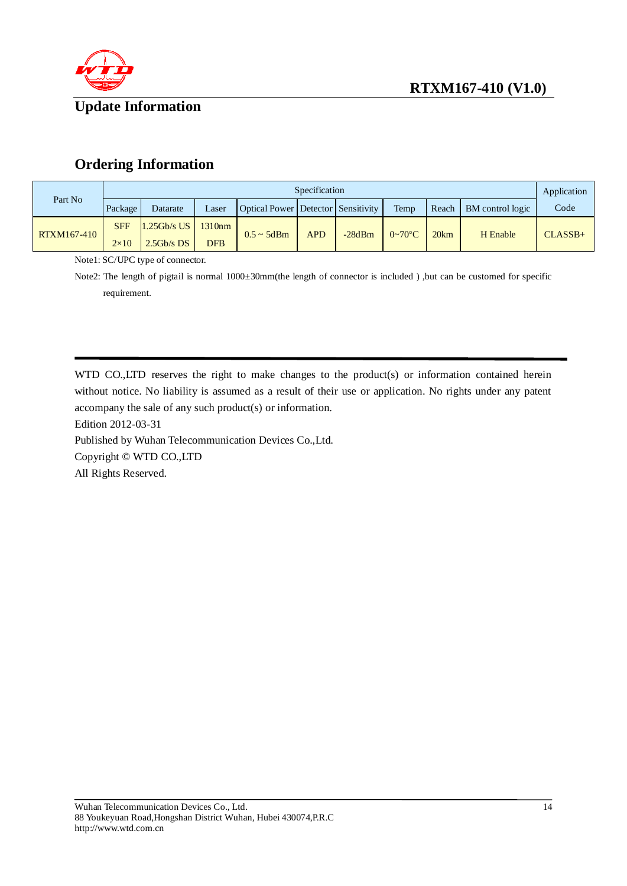## Update Information

## Ordering Information

| Part No | Specification | | | | | | | | | Application Code |
|---|---|---|---|---|---|---|---|---|---|---|
| | Package | Datarate | Laser | Optical Power | Detector | Sensitivity | Temp | Reach | BM control logic | |
| RTXM167-410 | SFF 2×10 | 1.25Gb/s US 2.5Gb/s DS | 1310nm DFB | 0.5 ~ 5dBm | APD | -28dBm | 0~70°C | 20km | H Enable | CLASSB+ |

Note1: SC/UPC type of connector.

Note2: The length of pigtail is normal 1000±30mm(the length of connector is included ) ,but can be customed for specific requirement.

---

WTD CO.,LTD reserves the right to make changes to the product(s) or information contained herein without notice. No liability is assumed as a result of their use or application. No rights under any patent accompany the sale of any such product(s) or information.

Edition 2012-03-31

Published by Wuhan Telecommunication Devices Co.,Ltd.

Copyright © WTD CO.,LTD

All Rights Reserved.